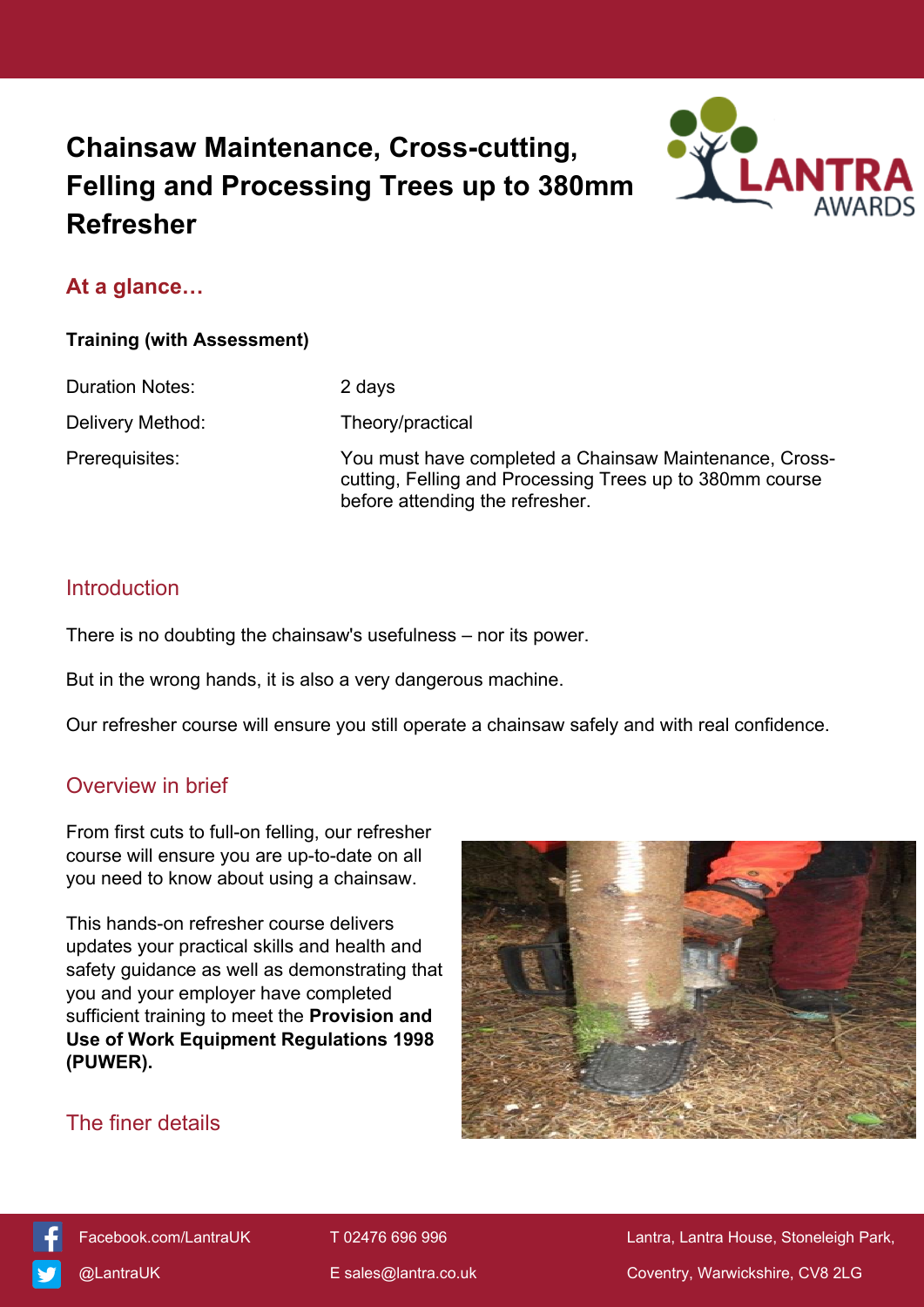# Chainsaw Maintenance, Cross-cutting, Felling and Processing Trees up to 380mm Refresher

## At a glance…

**Training (with Assessment)**

| | |
|---|---|
| Duration Notes: | 2 days |
| Delivery Method: | Theory/practical |
| Prerequisites: | You must have completed a Chainsaw Maintenance, Cross-cutting, Felling and Processing Trees up to 380mm course before attending the refresher. |

## Introduction

There is no doubting the chainsaw's usefulness – nor its power.

But in the wrong hands, it is also a very dangerous machine.

Our refresher course will ensure you still operate a chainsaw safely and with real confidence.

## Overview in brief

From first cuts to full-on felling, our refresher course will ensure you are up-to-date on all you need to know about using a chainsaw.

This hands-on refresher course delivers updates your practical skills and health and safety guidance as well as demonstrating that you and your employer have completed sufficient training to meet the **Provision and Use of Work Equipment Regulations 1998 (PUWER).**

## The finer details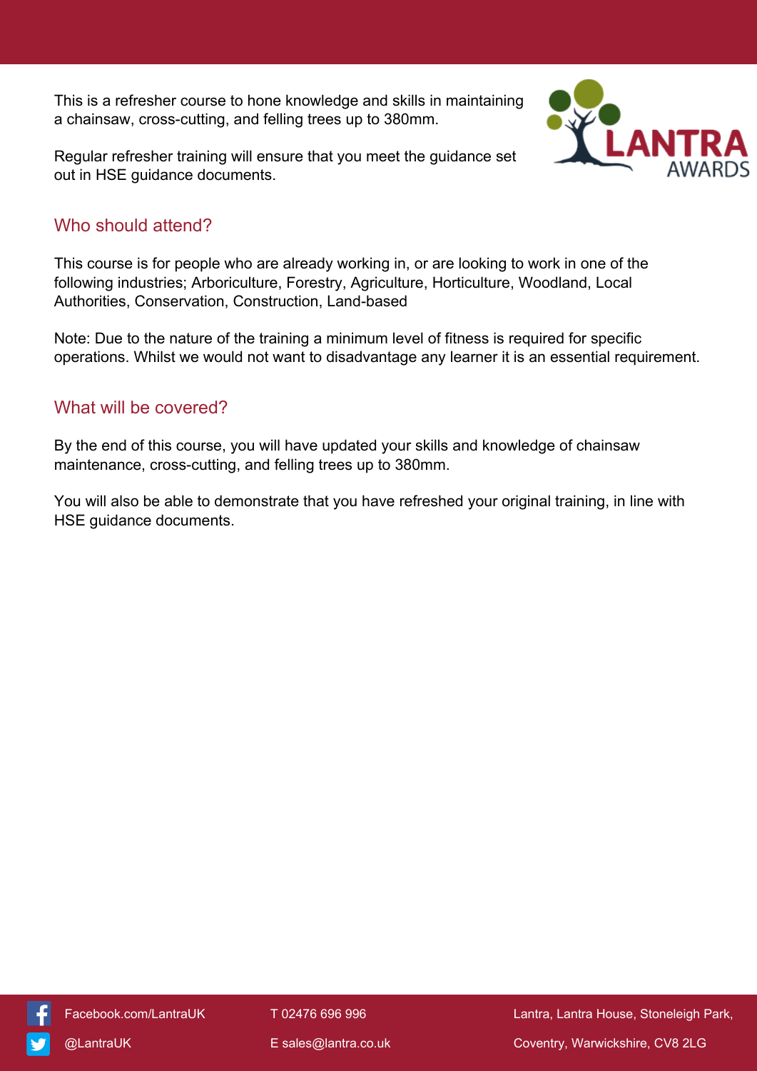This is a refresher course to hone knowledge and skills in maintaining a chainsaw, cross-cutting, and felling trees up to 380mm.

Regular refresher training will ensure that you meet the guidance set out in HSE guidance documents.

## Who should attend?

This course is for people who are already working in, or are looking to work in one of the following industries; Arboriculture, Forestry, Agriculture, Horticulture, Woodland, Local Authorities, Conservation, Construction, Land-based

Note: Due to the nature of the training a minimum level of fitness is required for specific operations. Whilst we would not want to disadvantage any learner it is an essential requirement.

## What will be covered?

By the end of this course, you will have updated your skills and knowledge of chainsaw maintenance, cross-cutting, and felling trees up to 380mm.

You will also be able to demonstrate that you have refreshed your original training, in line with HSE guidance documents.

Facebook.com/LantraUK

@LantraUK

T 02476 696 996

E sales@lantra.co.uk

Lantra, Lantra House, Stoneleigh Park, Coventry, Warwickshire, CV8 2LG